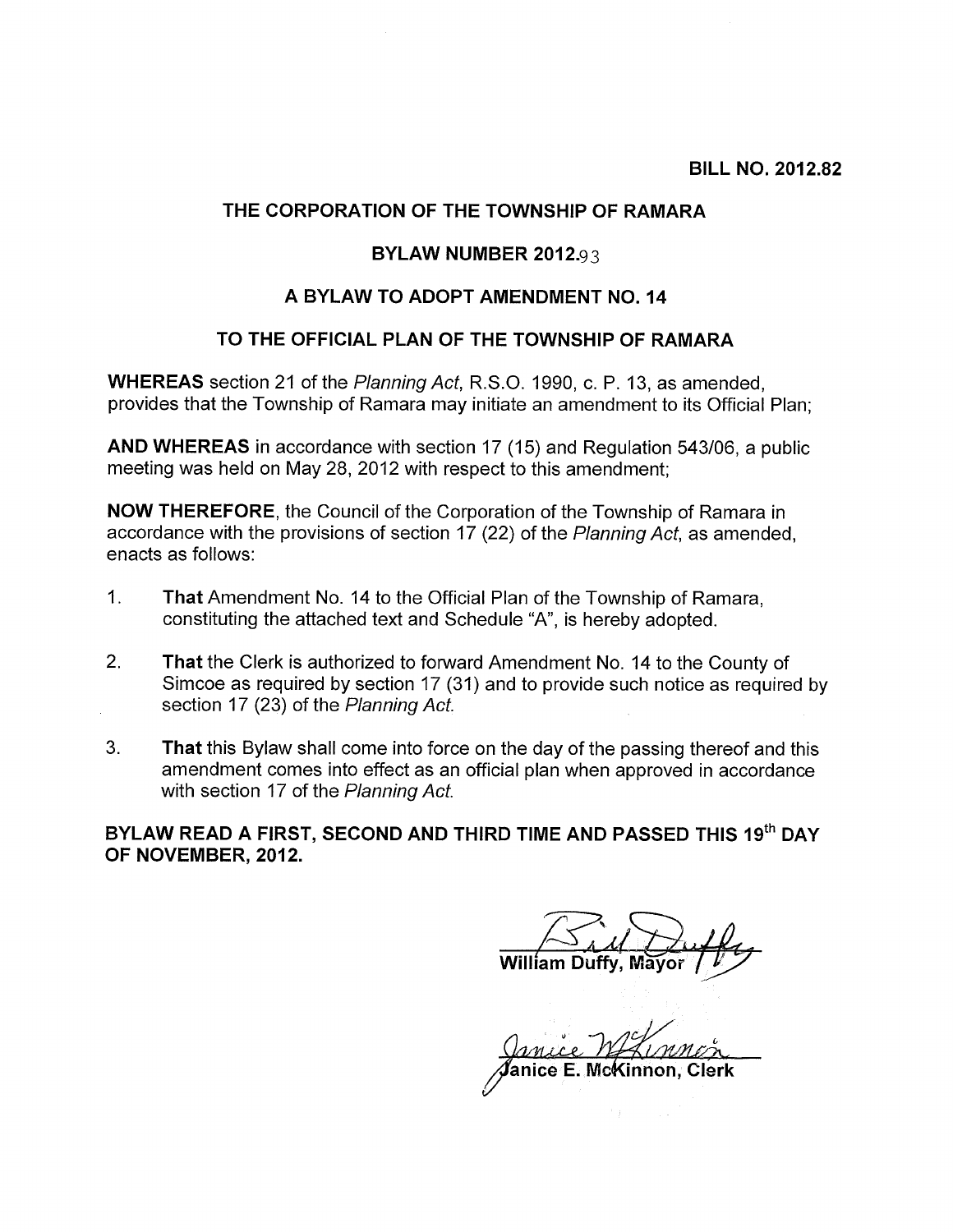**BILL NO. 2012.82**

## THE CORPORATION OF THE TOWNSHIP OF RAMARA

## BYLAW NUMBER 2012.93

## A BYLAW TO ADOPT AMENDMENT NO. 14

## TO THE OFFICIAL PLAN OF THE TOWNSHIP OF RAMARA

**WHEREAS** section 21 of the *Planning Act*, R.S.O. 1990, c. P. 13, as amended, provides that the Township of Ramara may initiate an amendment to its Official Plan;

**AND WHEREAS** in accordance with section 17 (15) and Regulation 543/06, a public meeting was held on May 28, 2012 with respect to this amendment;

**NOW THEREFORE**, the Council of the Corporation of the Township of Ramara in accordance with the provisions of section 17 (22) of the *Planning Act*, as amended, enacts as follows:

1. **That** Amendment No. 14 to the Official Plan of the Township of Ramara, constituting the attached text and Schedule "A", is hereby adopted.

2. **That** the Clerk is authorized to forward Amendment No. 14 to the County of Simcoe as required by section 17 (31) and to provide such notice as required by section 17 (23) of the *Planning Act*.

3. **That** this Bylaw shall come into force on the day of the passing thereof and this amendment comes into effect as an official plan when approved in accordance with section 17 of the *Planning Act*.

**BYLAW READ A FIRST, SECOND AND THIRD TIME AND PASSED THIS 19th DAY OF NOVEMBER, 2012.**

William Duffy, Mayor

Janice E. McKinnon, Clerk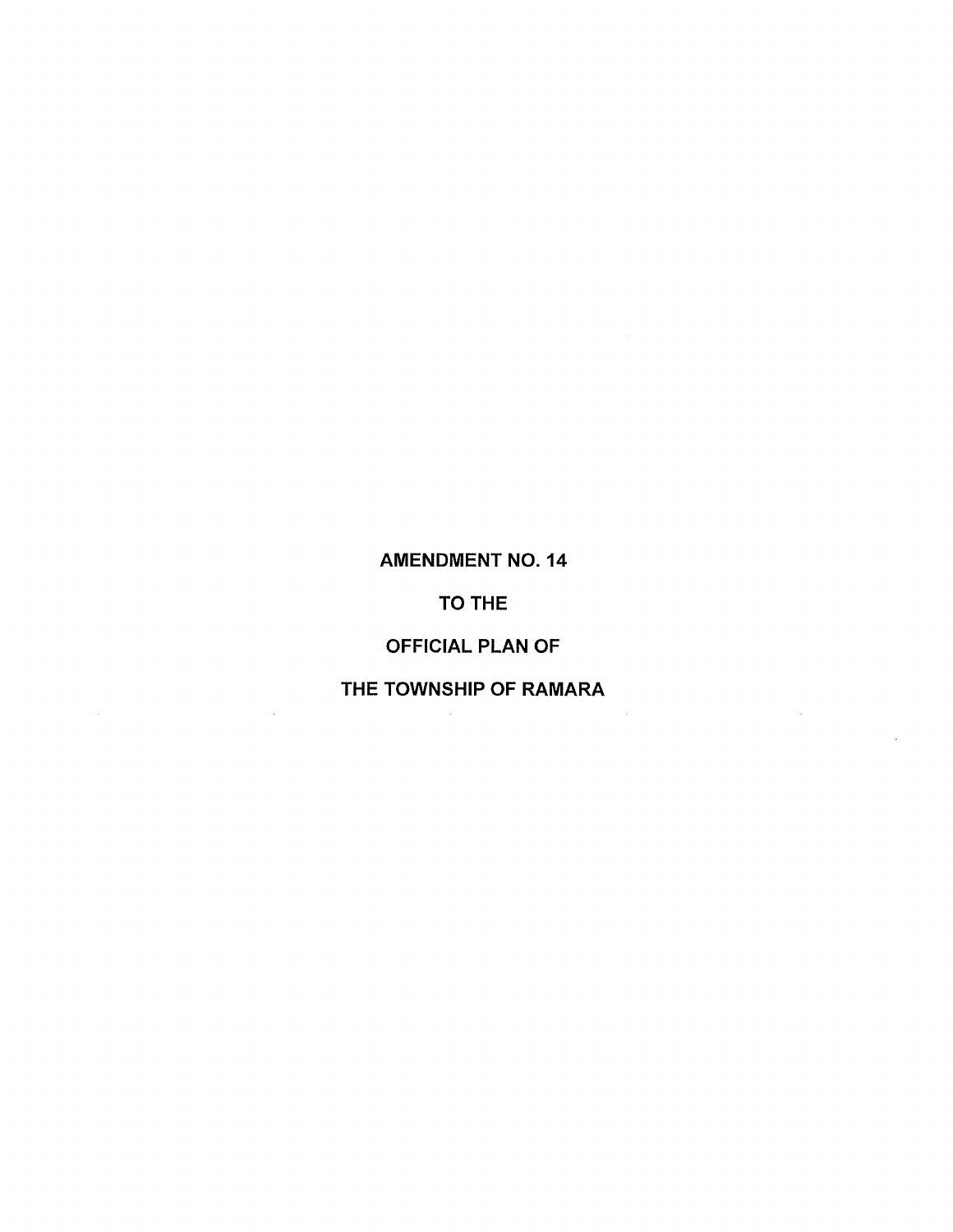# AMENDMENT NO. 14

# TO THE

# OFFICIAL PLAN OF

# THE TOWNSHIP OF RAMARA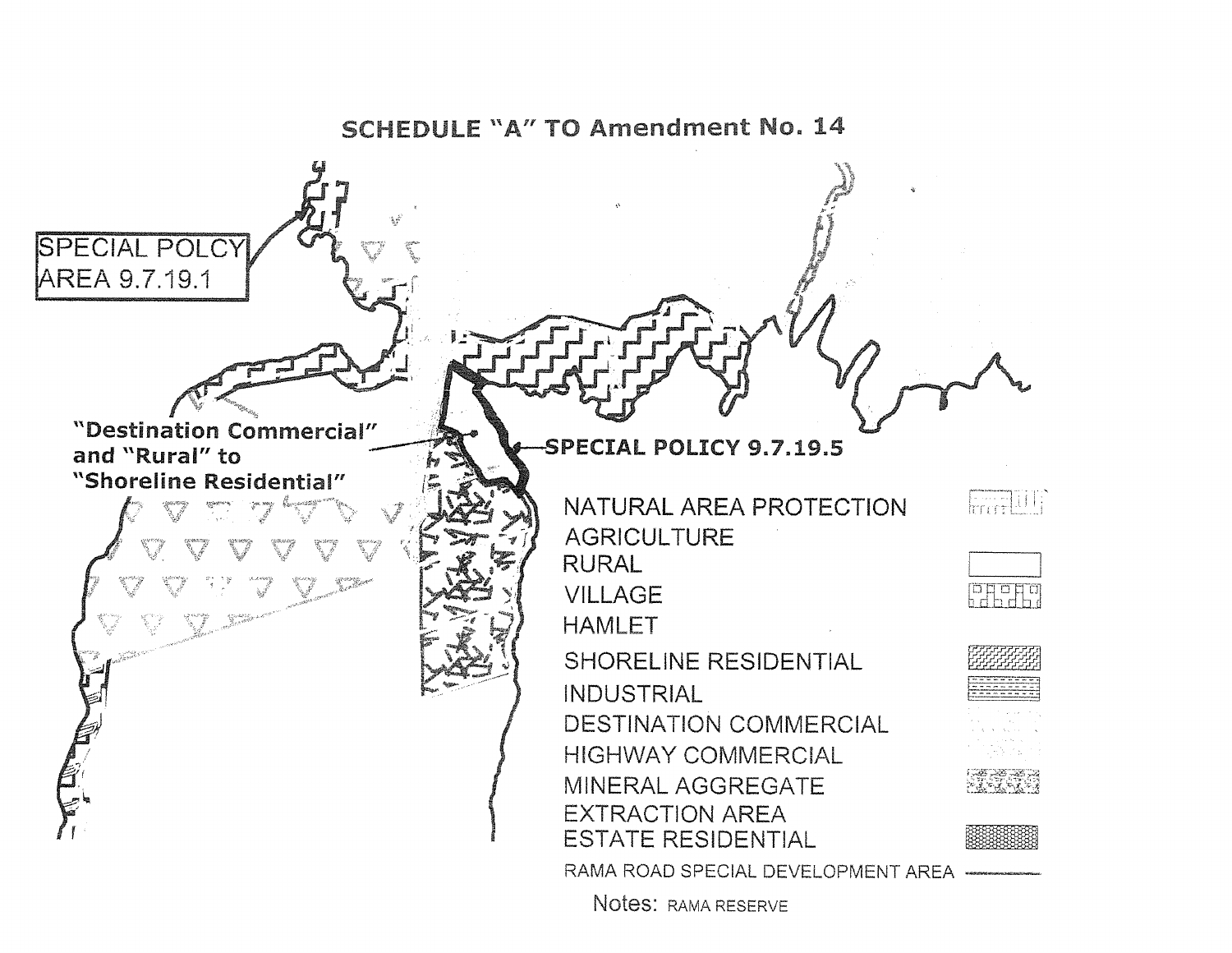# SCHEDULE "A" TO Amendment No. 14

SPECIAL POLCY AREA 9.7.19.1

"Destination Commercial" and "Rural" to "Shoreline Residential"

SPECIAL POLICY 9.7.19.5

NATURAL AREA PROTECTION
AGRICULTURE
RURAL
VILLAGE
HAMLET
SHORELINE RESIDENTIAL
INDUSTRIAL
DESTINATION COMMERCIAL
HIGHWAY COMMERCIAL
MINERAL AGGREGATE
EXTRACTION AREA
ESTATE RESIDENTIAL
RAMA ROAD SPECIAL DEVELOPMENT AREA

Notes: RAMA RESERVE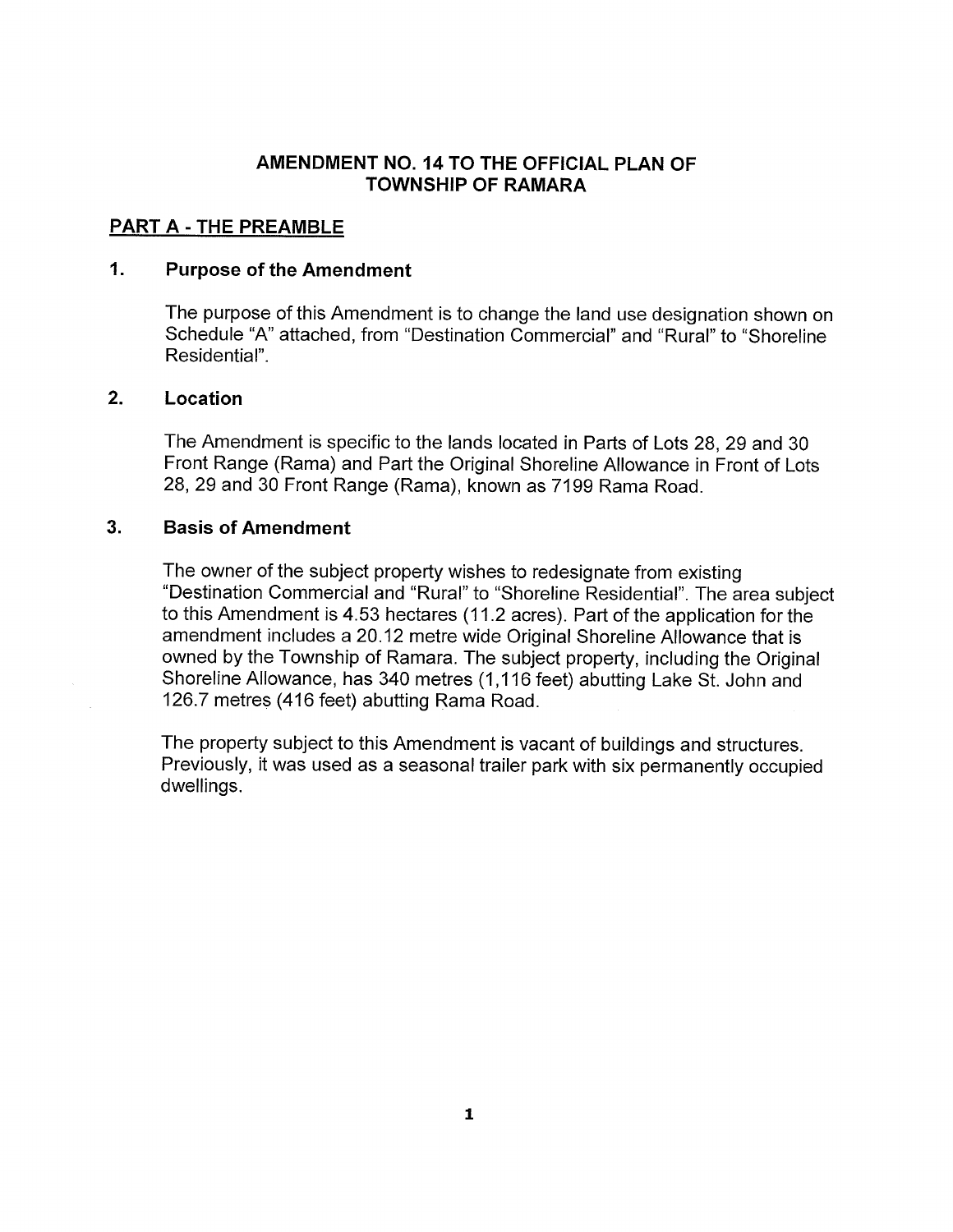# AMENDMENT NO. 14 TO THE OFFICIAL PLAN OF TOWNSHIP OF RAMARA

## PART A - THE PREAMBLE

### 1. Purpose of the Amendment

The purpose of this Amendment is to change the land use designation shown on Schedule "A" attached, from "Destination Commercial" and "Rural" to "Shoreline Residential".

### 2. Location

The Amendment is specific to the lands located in Parts of Lots 28, 29 and 30 Front Range (Rama) and Part the Original Shoreline Allowance in Front of Lots 28, 29 and 30 Front Range (Rama), known as 7199 Rama Road.

### 3. Basis of Amendment

The owner of the subject property wishes to redesignate from existing "Destination Commercial and "Rural" to "Shoreline Residential". The area subject to this Amendment is 4.53 hectares (11.2 acres). Part of the application for the amendment includes a 20.12 metre wide Original Shoreline Allowance that is owned by the Township of Ramara. The subject property, including the Original Shoreline Allowance, has 340 metres (1,116 feet) abutting Lake St. John and 126.7 metres (416 feet) abutting Rama Road.

The property subject to this Amendment is vacant of buildings and structures. Previously, it was used as a seasonal trailer park with six permanently occupied dwellings.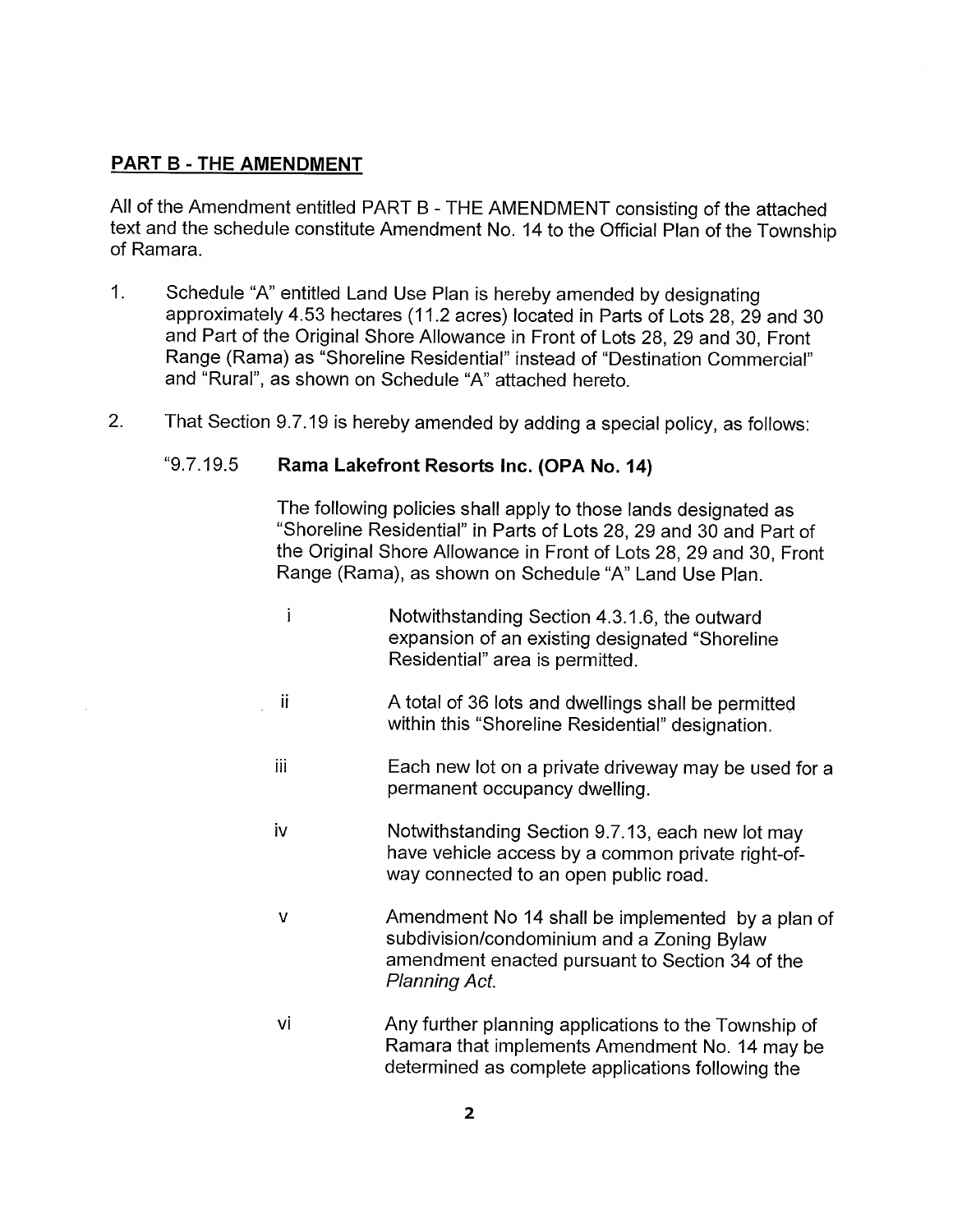## PART B - THE AMENDMENT

All of the Amendment entitled PART B - THE AMENDMENT consisting of the attached text and the schedule constitute Amendment No. 14 to the Official Plan of the Township of Ramara.

1. Schedule "A" entitled Land Use Plan is hereby amended by designating approximately 4.53 hectares (11.2 acres) located in Parts of Lots 28, 29 and 30 and Part of the Original Shore Allowance in Front of Lots 28, 29 and 30, Front Range (Rama) as "Shoreline Residential" instead of "Destination Commercial" and "Rural", as shown on Schedule "A" attached hereto.

2. That Section 9.7.19 is hereby amended by adding a special policy, as follows:

"9.7.19.5 **Rama Lakefront Resorts Inc. (OPA No. 14)**

The following policies shall apply to those lands designated as "Shoreline Residential" in Parts of Lots 28, 29 and 30 and Part of the Original Shore Allowance in Front of Lots 28, 29 and 30, Front Range (Rama), as shown on Schedule "A" Land Use Plan.

i Notwithstanding Section 4.3.1.6, the outward expansion of an existing designated "Shoreline Residential" area is permitted.

ii A total of 36 lots and dwellings shall be permitted within this "Shoreline Residential" designation.

iii Each new lot on a private driveway may be used for a permanent occupancy dwelling.

iv Notwithstanding Section 9.7.13, each new lot may have vehicle access by a common private right-of-way connected to an open public road.

v Amendment No 14 shall be implemented by a plan of subdivision/condominium and a Zoning Bylaw amendment enacted pursuant to Section 34 of the *Planning Act.*

vi Any further planning applications to the Township of Ramara that implements Amendment No. 14 may be determined as complete applications following the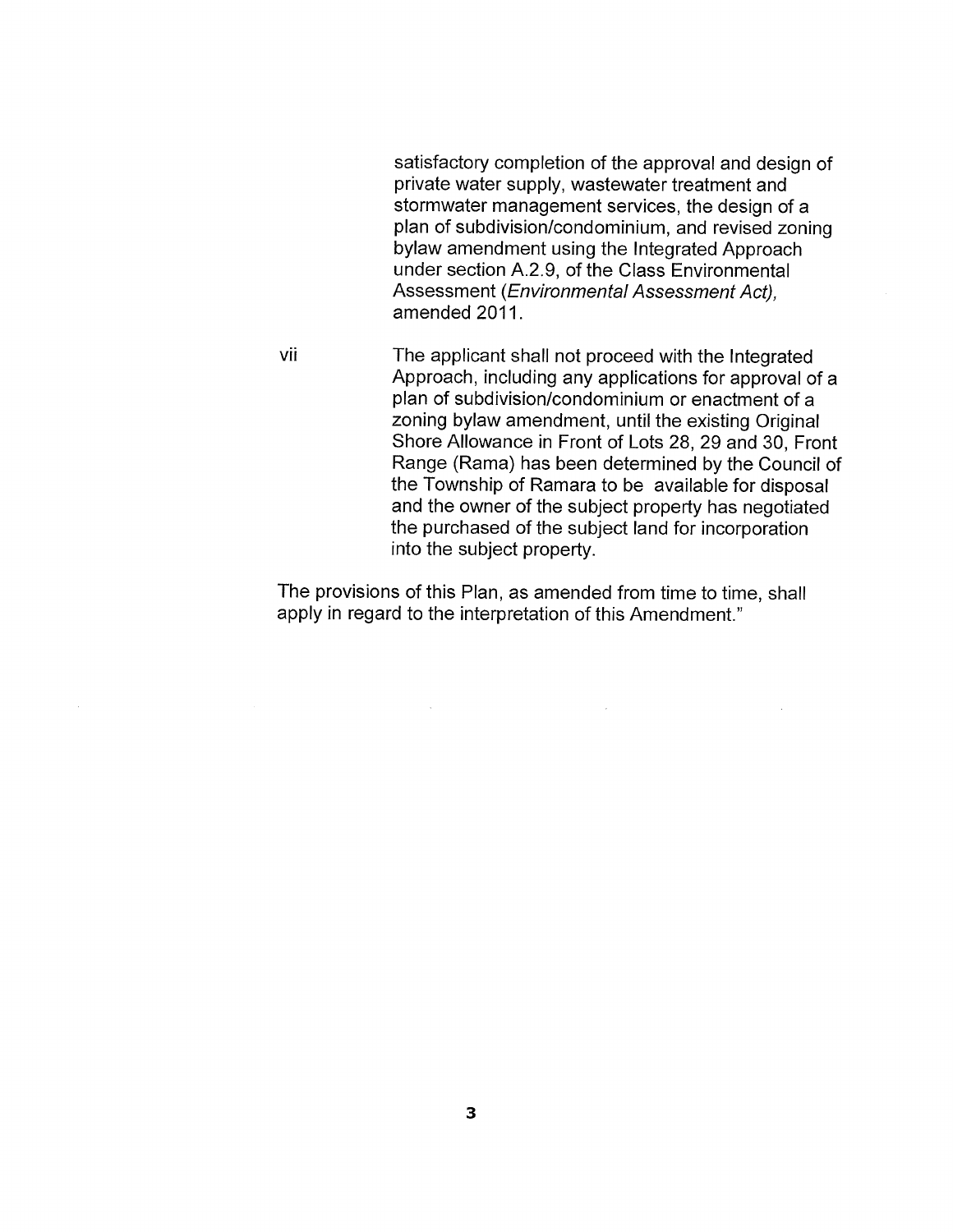satisfactory completion of the approval and design of private water supply, wastewater treatment and stormwater management services, the design of a plan of subdivision/condominium, and revised zoning bylaw amendment using the Integrated Approach under section A.2.9, of the Class Environmental Assessment (*Environmental Assessment Act),* amended 2011.

vii The applicant shall not proceed with the Integrated Approach, including any applications for approval of a plan of subdivision/condominium or enactment of a zoning bylaw amendment, until the existing Original Shore Allowance in Front of Lots 28, 29 and 30, Front Range (Rama) has been determined by the Council of the Township of Ramara to be available for disposal and the owner of the subject property has negotiated the purchased of the subject land for incorporation into the subject property.

The provisions of this Plan, as amended from time to time, shall apply in regard to the interpretation of this Amendment."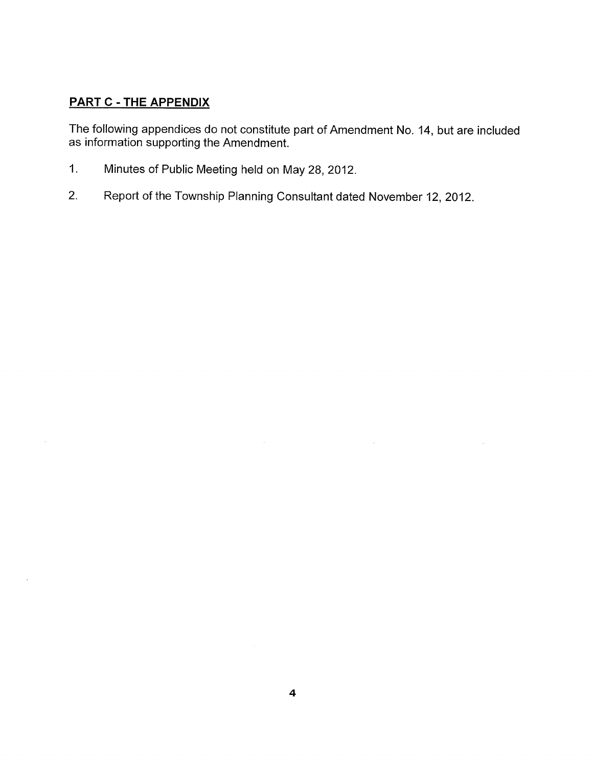## PART C - THE APPENDIX

The following appendices do not constitute part of Amendment No. 14, but are included as information supporting the Amendment.

1. Minutes of Public Meeting held on May 28, 2012.

2. Report of the Township Planning Consultant dated November 12, 2012.